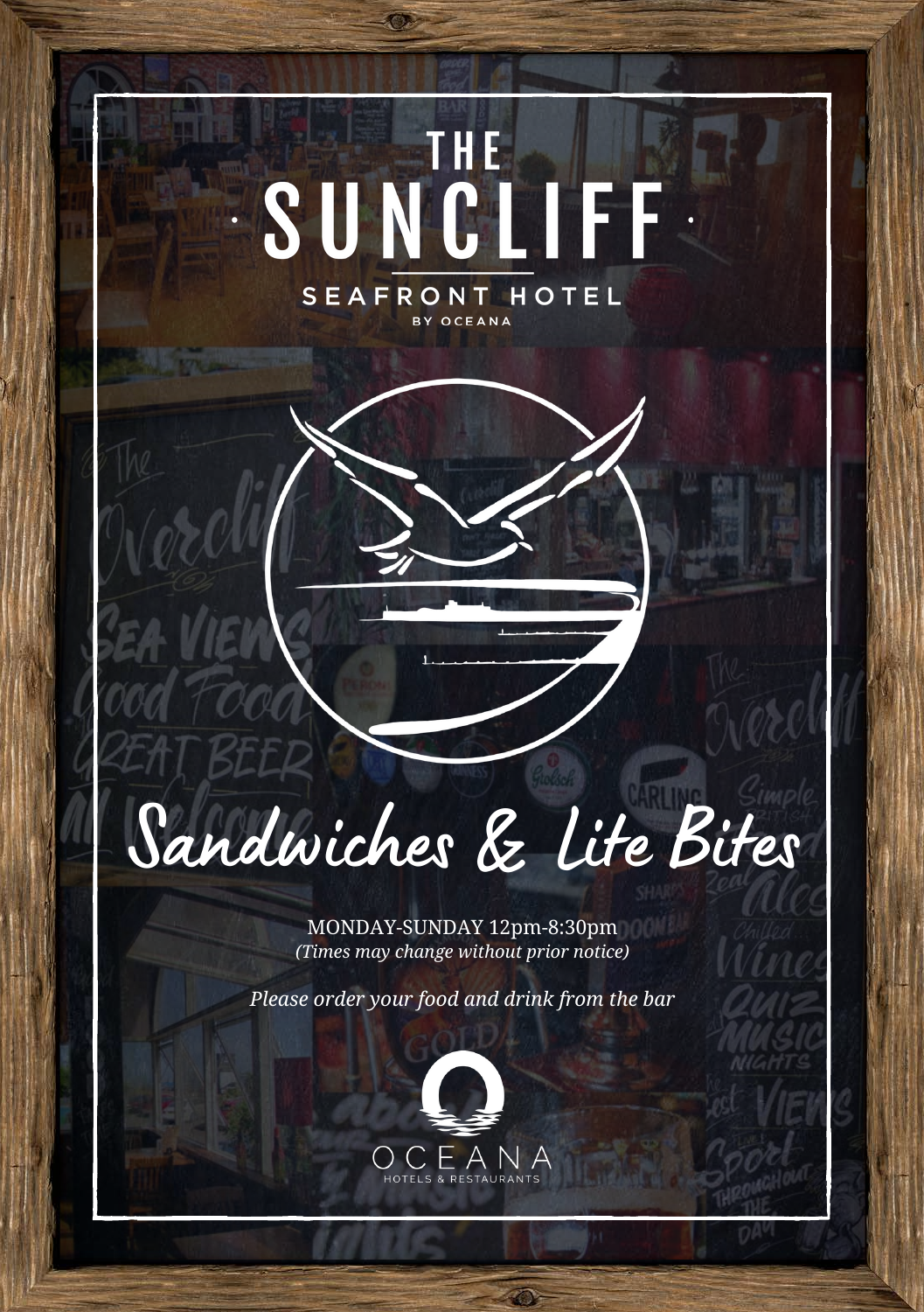# THE SUNCLIFF

## SEAFRONT HOTEL

BY OCEANA

# Sandwiches & Lite Bites

MONDAY-SUNDAY 12pm-8:30pm
*(Times may change without prior notice)*

*Please order your food and drink from the bar*

OCEANA
HOTELS & RESTAURANTS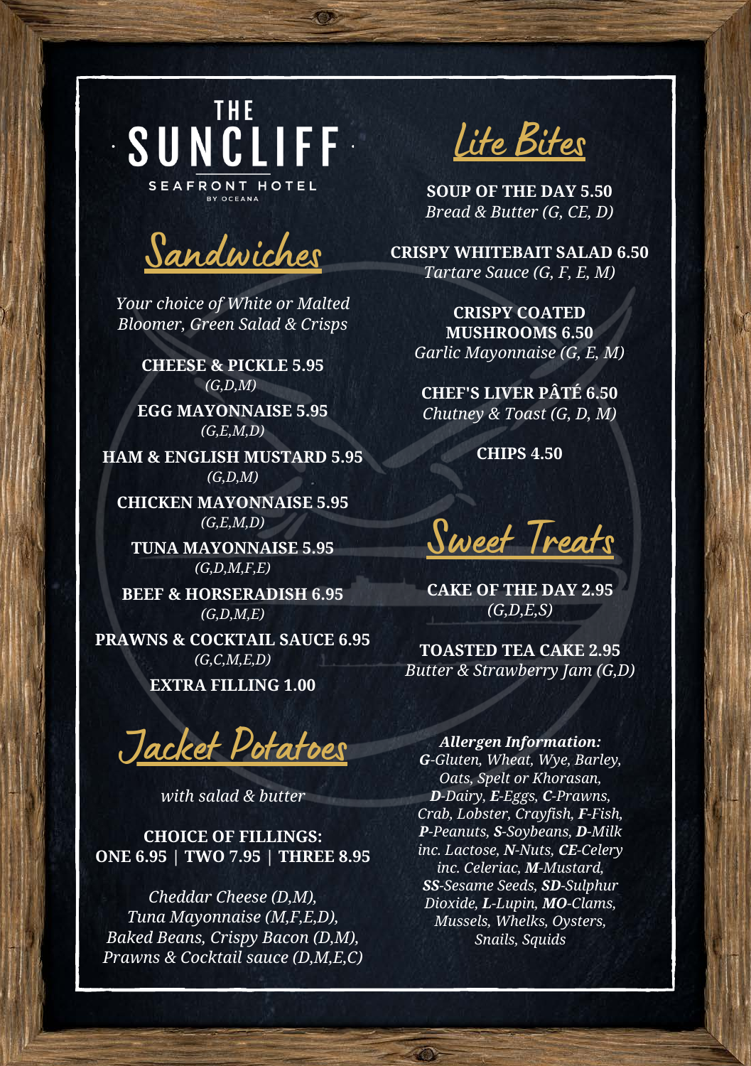# THE SUNCLIFF

SEAFRONT HOTEL

BY OCEANA

## Sandwiches

*Your choice of White or Malted Bloomer, Green Salad & Crisps*

**CHEESE & PICKLE 5.95**
*(G,D,M)*

**EGG MAYONNAISE 5.95**
*(G,E,M,D)*

**HAM & ENGLISH MUSTARD 5.95**
*(G,D,M)*

**CHICKEN MAYONNAISE 5.95**
*(G,E,M,D)*

**TUNA MAYONNAISE 5.95**
*(G,D,M,F,E)*

**BEEF & HORSERADISH 6.95**
*(G,D,M,E)*

**PRAWNS & COCKTAIL SAUCE 6.95**
*(G,C,M,E,D)*

**EXTRA FILLING 1.00**

## Jacket Potatoes

*with salad & butter*

**CHOICE OF FILLINGS:**
**ONE 6.95 | TWO 7.95 | THREE 8.95**

*Cheddar Cheese (D,M), Tuna Mayonnaise (M,F,E,D), Baked Beans, Crispy Bacon (D,M), Prawns & Cocktail sauce (D,M,E,C)*

## Lite Bites

**SOUP OF THE DAY 5.50**
*Bread & Butter (G, CE, D)*

**CRISPY WHITEBAIT SALAD 6.50**
*Tartare Sauce (G, F, E, M)*

**CRISPY COATED MUSHROOMS 6.50**
*Garlic Mayonnaise (G, E, M)*

**CHEF'S LIVER PÂTÉ 6.50**
*Chutney & Toast (G, D, M)*

**CHIPS 4.50**

## Sweet Treats

**CAKE OF THE DAY 2.95**
*(G,D,E,S)*

**TOASTED TEA CAKE 2.95**
*Butter & Strawberry Jam (G,D)*

***Allergen Information:***
*__G__-Gluten, Wheat, Wye, Barley, Oats, Spelt or Khorasan, __D__-Dairy, __E__-Eggs, __C__-Prawns, Crab, Lobster, Crayfish, __F__-Fish, __P__-Peanuts, __S__-Soybeans, __D__-Milk inc. Lactose, __N__-Nuts, __CE__-Celery inc. Celeriac, __M__-Mustard, __SS__-Sesame Seeds, __SD__-Sulphur Dioxide, __L__-Lupin, __MO__-Clams, Mussels, Whelks, Oysters, Snails, Squids*